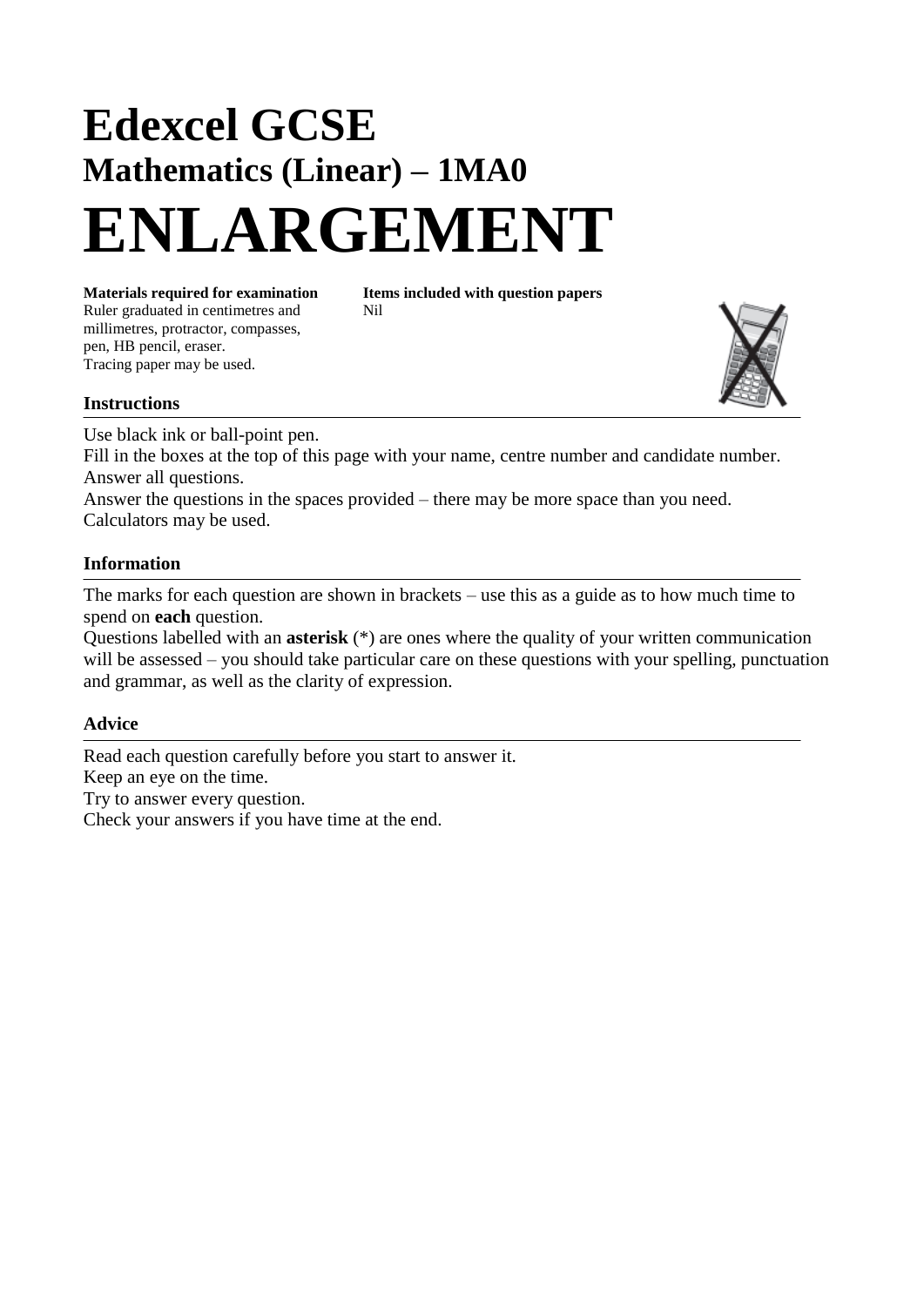# Edexcel GCSE

## Mathematics (Linear) – 1MA0

# ENLARGEMENT

**Materials required for examination**
Ruler graduated in centimetres and millimetres, protractor, compasses, pen, HB pencil, eraser.
Tracing paper may be used.

**Items included with question papers**
Nil

### Instructions

Use black ink or ball-point pen.
Fill in the boxes at the top of this page with your name, centre number and candidate number.
Answer all questions.
Answer the questions in the spaces provided – there may be more space than you need.
Calculators may be used.

### Information

The marks for each question are shown in brackets – use this as a guide as to how much time to spend on **each** question.
Questions labelled with an **asterisk** (*) are ones where the quality of your written communication will be assessed – you should take particular care on these questions with your spelling, punctuation and grammar, as well as the clarity of expression.

### Advice

Read each question carefully before you start to answer it.
Keep an eye on the time.
Try to answer every question.
Check your answers if you have time at the end.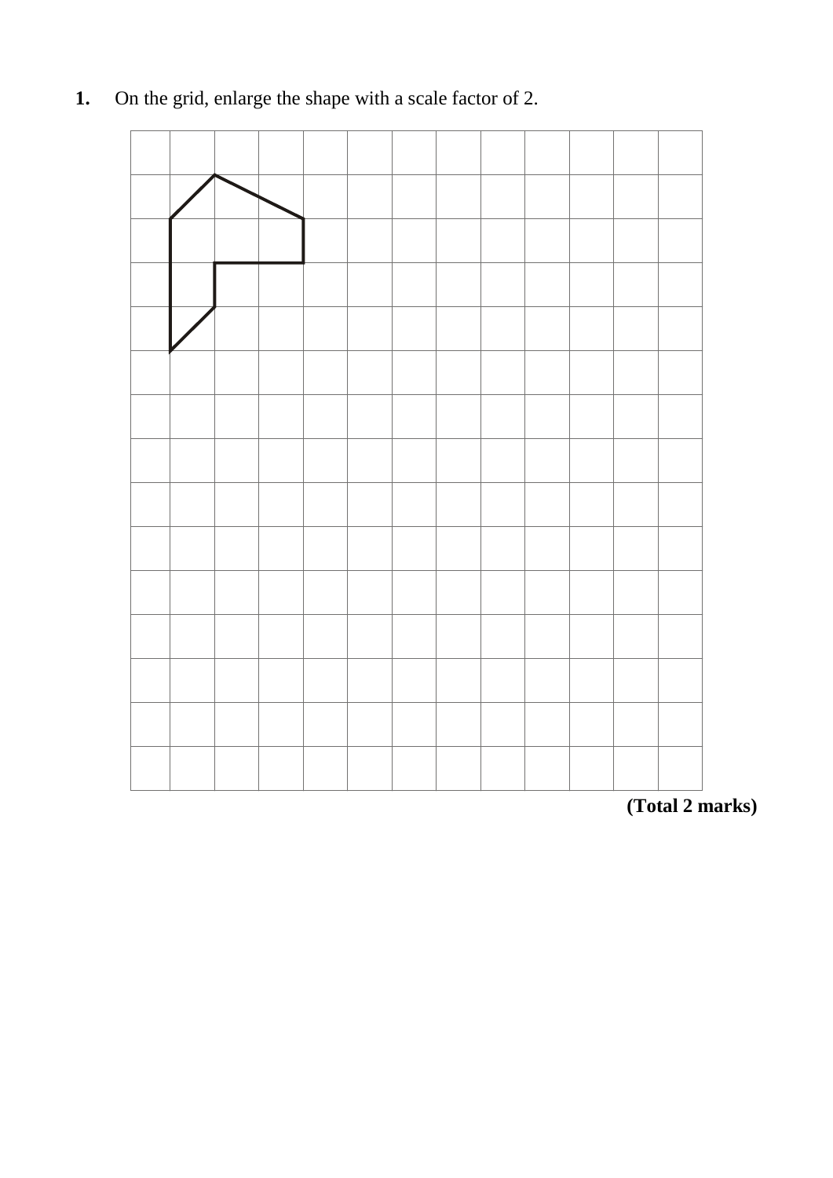**1.** On the grid, enlarge the shape with a scale factor of 2.

**(Total 2 marks)**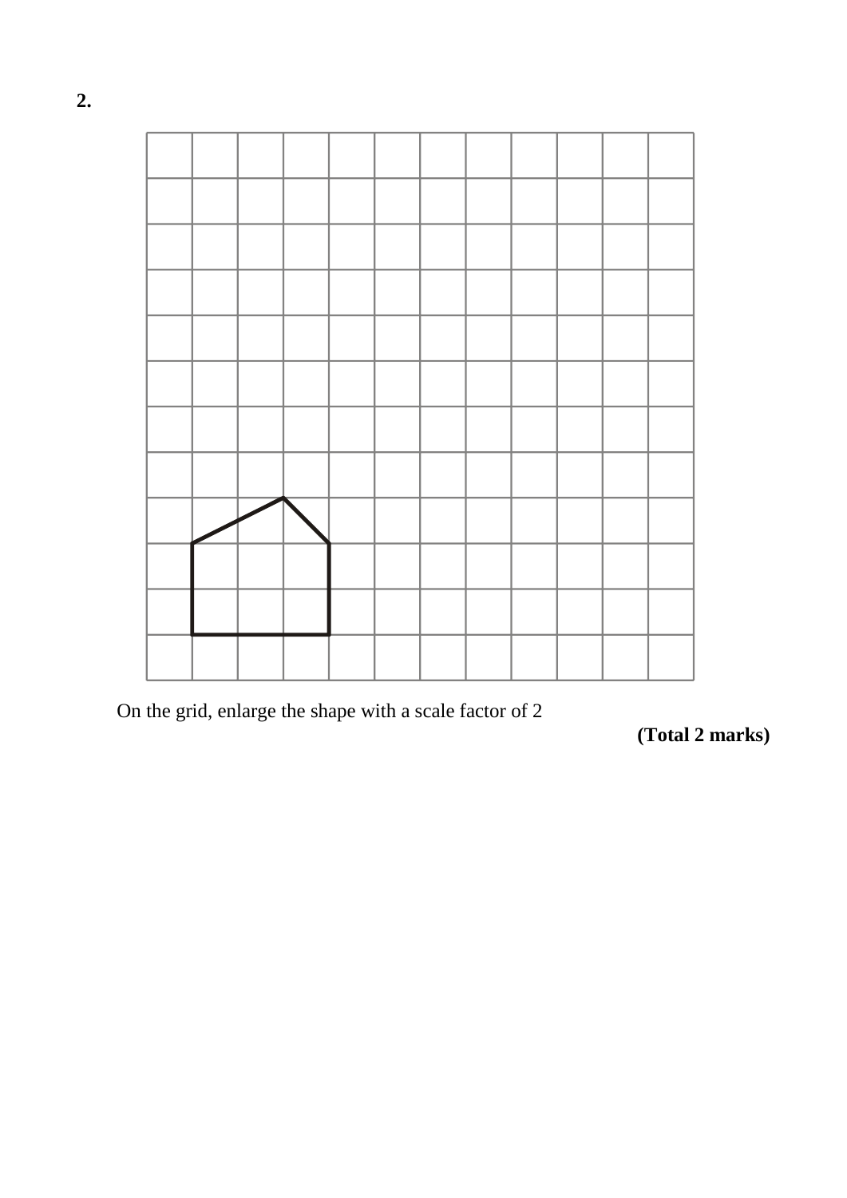**2.**

On the grid, enlarge the shape with a scale factor of 2

**(Total 2 marks)**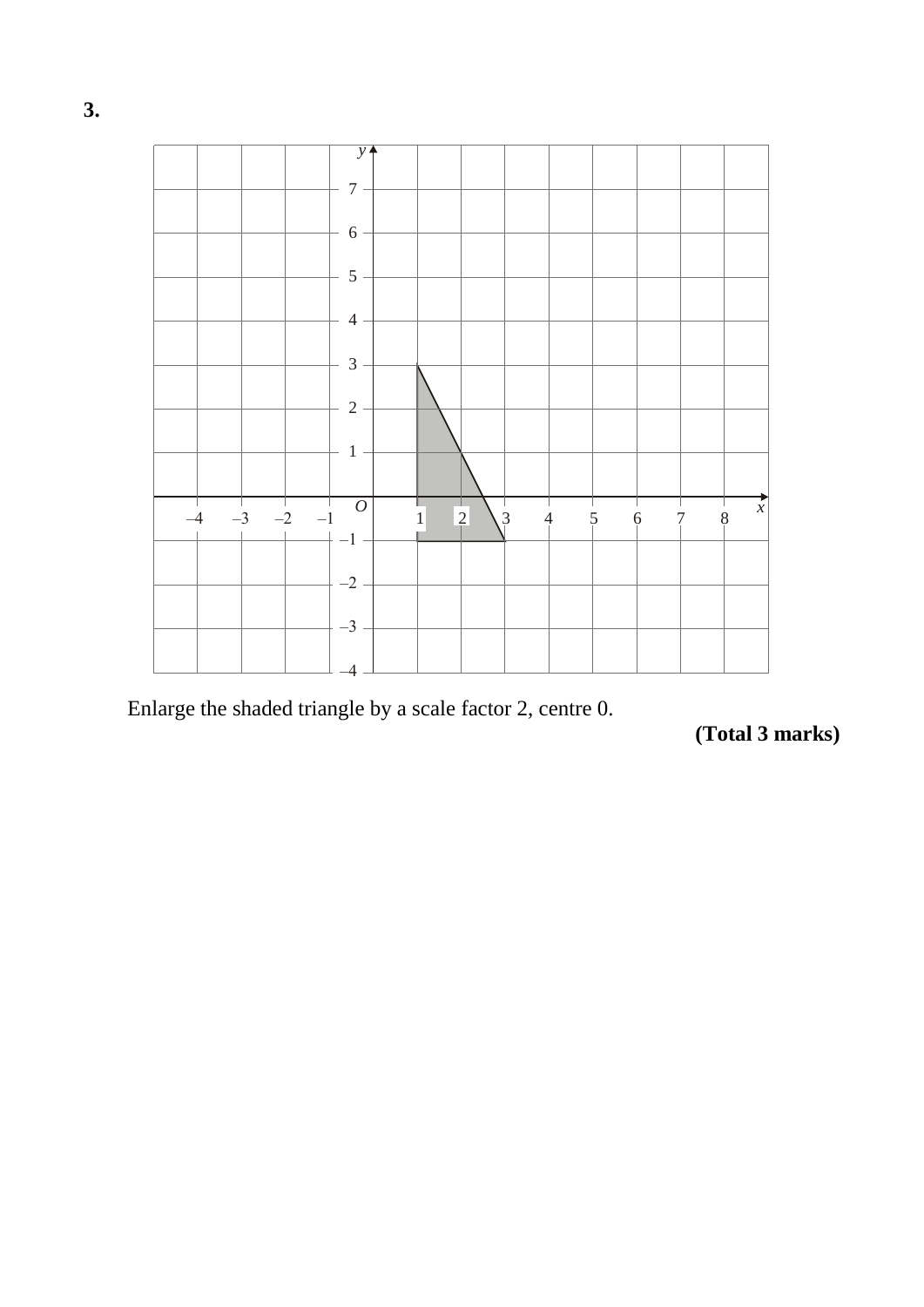**3.**

Enlarge the shaded triangle by a scale factor 2, centre 0.

**(Total 3 marks)**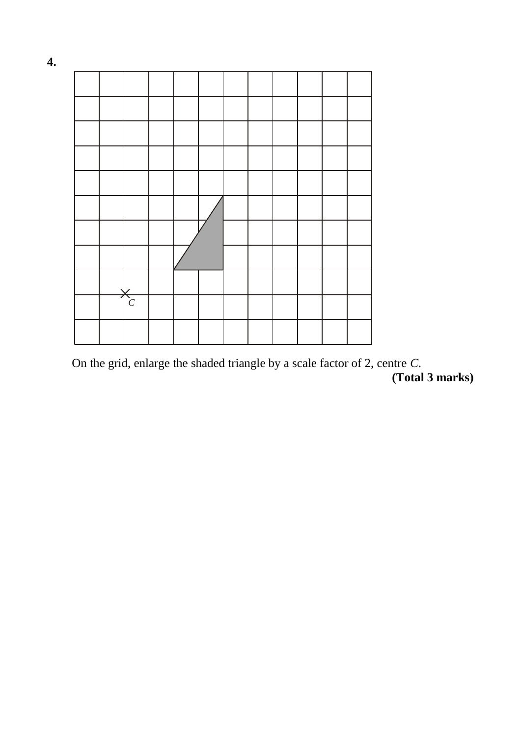**4.**

On the grid, enlarge the shaded triangle by a scale factor of 2, centre *C*.

**(Total 3 marks)**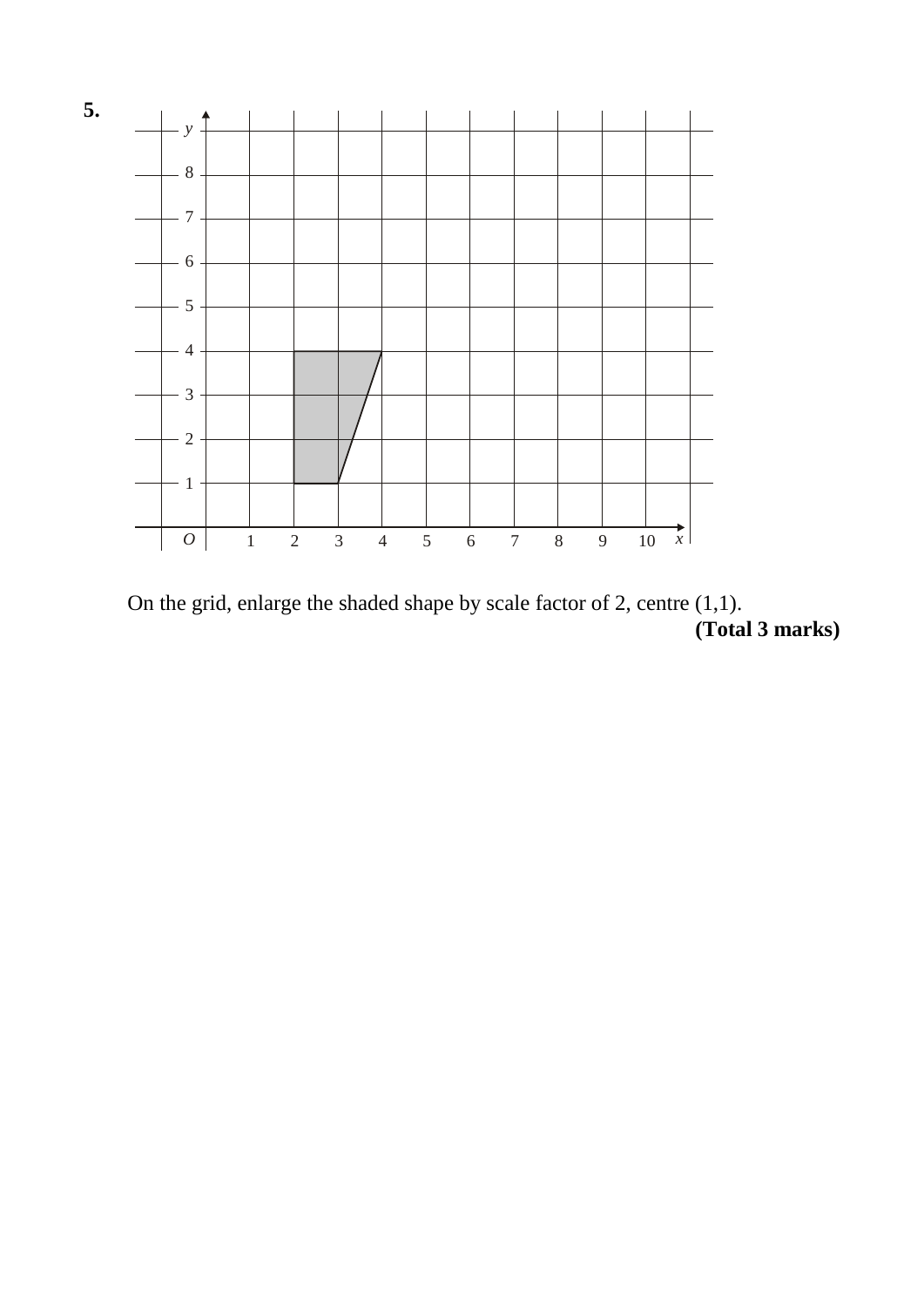**5.**

On the grid, enlarge the shaded shape by scale factor of 2, centre (1,1).

**(Total 3 marks)**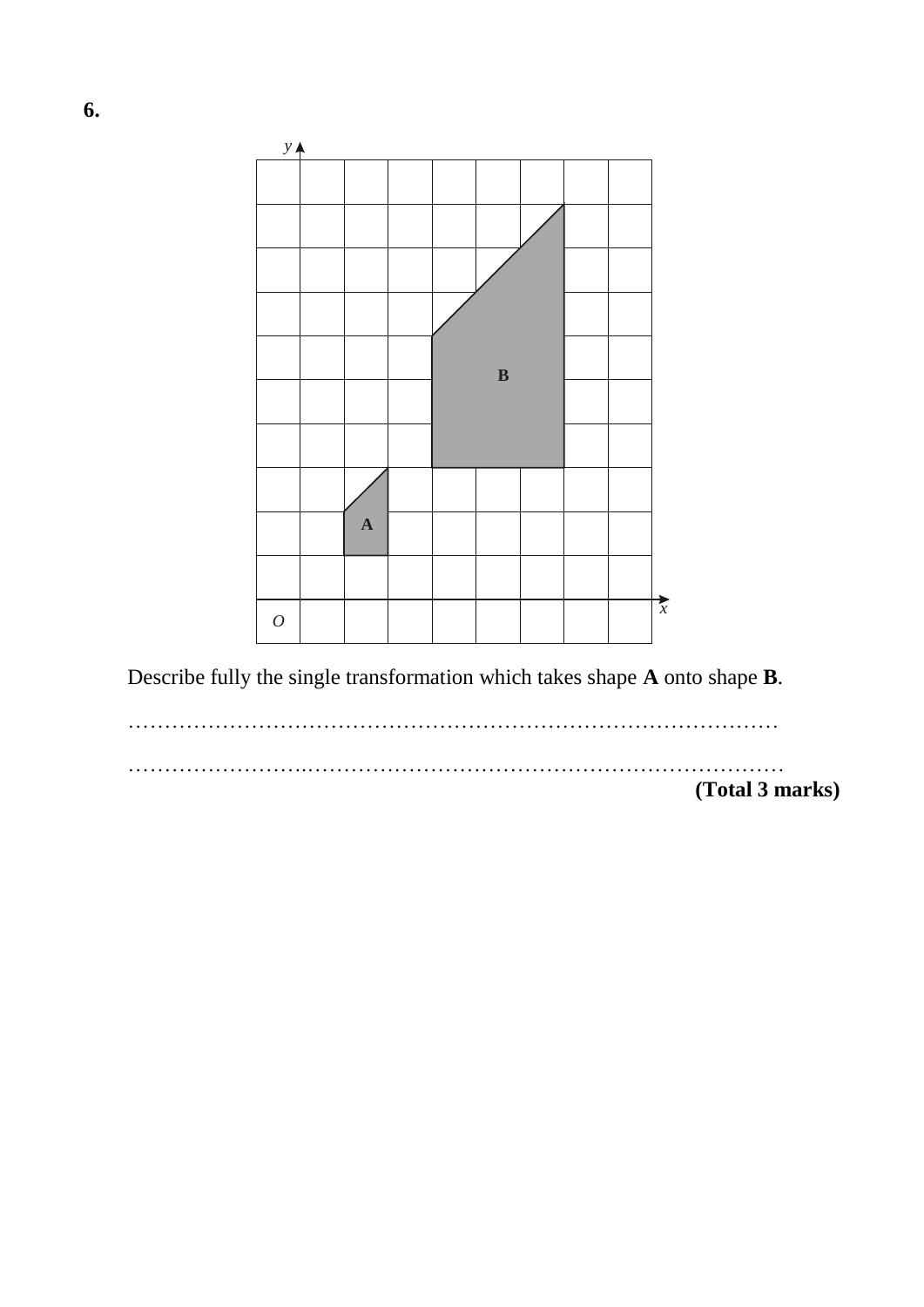**6.**

Describe fully the single transformation which takes shape **A** onto shape **B**.

…………………………………………………………………………………

…………………………………………………………………………………

**(Total 3 marks)**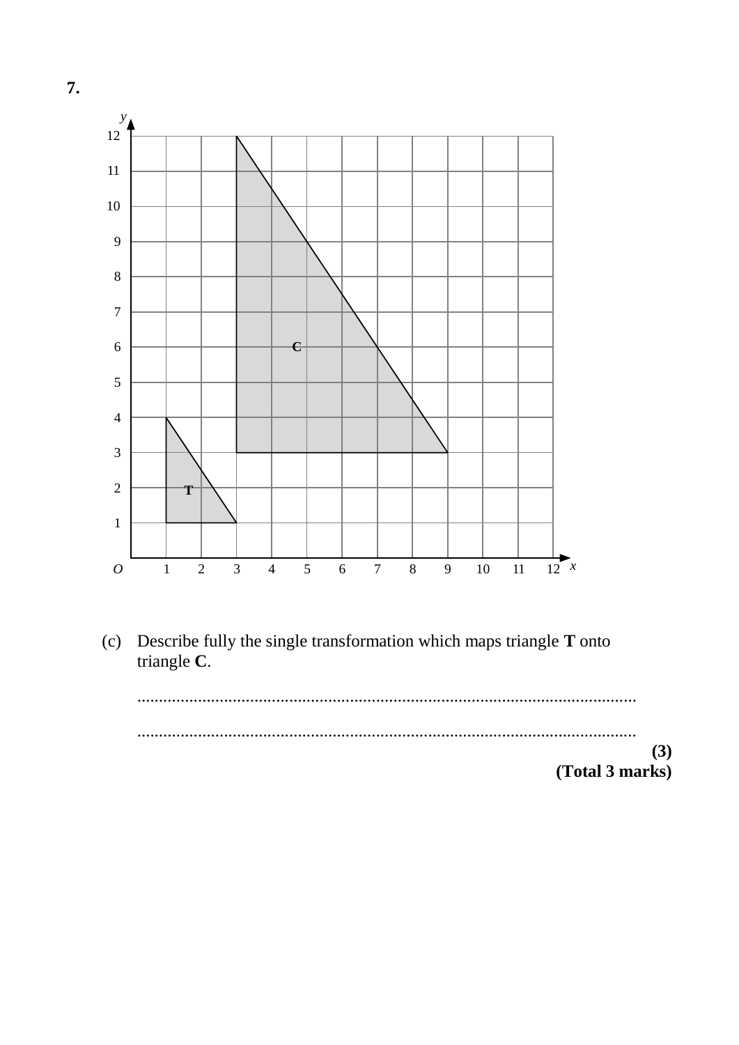**7.**

y

12

11

10

9

8

7

6

5

4

3

2

1

O

1 2 3 4 5 6 7 8 9 10 11 12

x

C

T

(c) Describe fully the single transformation which maps triangle **T** onto triangle **C**.

.....................................................................................................................

.....................................................................................................................

**(3)**

**(Total 3 marks)**